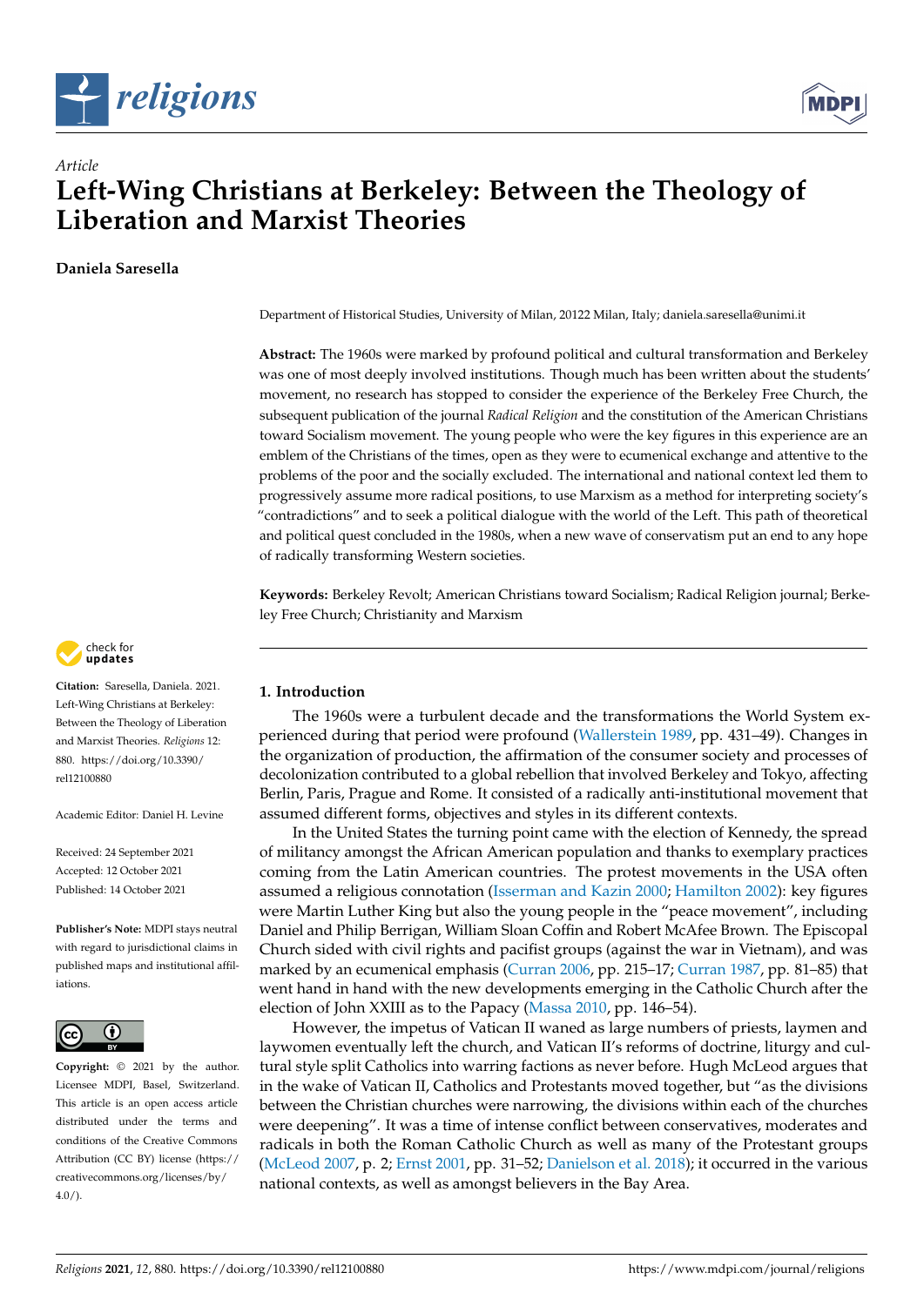*Article*

# Left-Wing Christians at Berkeley: Between the Theology of Liberation and Marxist Theories

**Daniela Saresella**

Department of Historical Studies, University of Milan, 20122 Milan, Italy; daniela.saresella@unimi.it

**Abstract:** The 1960s were marked by profound political and cultural transformation and Berkeley was one of most deeply involved institutions. Though much has been written about the students' movement, no research has stopped to consider the experience of the Berkeley Free Church, the subsequent publication of the journal *Radical Religion* and the constitution of the American Christians toward Socialism movement. The young people who were the key figures in this experience are an emblem of the Christians of the times, open as they were to ecumenical exchange and attentive to the problems of the poor and the socially excluded. The international and national context led them to progressively assume more radical positions, to use Marxism as a method for interpreting society's "contradictions" and to seek a political dialogue with the world of the Left. This path of theoretical and political quest concluded in the 1980s, when a new wave of conservatism put an end to any hope of radically transforming Western societies.

**Keywords:** Berkeley Revolt; American Christians toward Socialism; Radical Religion journal; Berkeley Free Church; Christianity and Marxism

**Citation:** Saresella, Daniela. 2021. Left-Wing Christians at Berkeley: Between the Theology of Liberation and Marxist Theories. *Religions* 12: 880. https://doi.org/10.3390/rel12100880

Academic Editor: Daniel H. Levine

Received: 24 September 2021
Accepted: 12 October 2021
Published: 14 October 2021

**Publisher's Note:** MDPI stays neutral with regard to jurisdictional claims in published maps and institutional affiliations.

**Copyright:** © 2021 by the author. Licensee MDPI, Basel, Switzerland. This article is an open access article distributed under the terms and conditions of the Creative Commons Attribution (CC BY) license (https://creativecommons.org/licenses/by/4.0/).

## 1. Introduction

The 1960s were a turbulent decade and the transformations the World System experienced during that period were profound (Wallerstein 1989, pp. 431–49). Changes in the organization of production, the affirmation of the consumer society and processes of decolonization contributed to a global rebellion that involved Berkeley and Tokyo, affecting Berlin, Paris, Prague and Rome. It consisted of a radically anti-institutional movement that assumed different forms, objectives and styles in its different contexts.

In the United States the turning point came with the election of Kennedy, the spread of militancy amongst the African American population and thanks to exemplary practices coming from the Latin American countries. The protest movements in the USA often assumed a religious connotation (Isserman and Kazin 2000; Hamilton 2002): key figures were Martin Luther King but also the young people in the "peace movement", including Daniel and Philip Berrigan, William Sloan Coffin and Robert McAfee Brown. The Episcopal Church sided with civil rights and pacifist groups (against the war in Vietnam), and was marked by an ecumenical emphasis (Curran 2006, pp. 215–17; Curran 1987, pp. 81–85) that went hand in hand with the new developments emerging in the Catholic Church after the election of John XXIII as to the Papacy (Massa 2010, pp. 146–54).

However, the impetus of Vatican II waned as large numbers of priests, laymen and laywomen eventually left the church, and Vatican II's reforms of doctrine, liturgy and cultural style split Catholics into warring factions as never before. Hugh McLeod argues that in the wake of Vatican II, Catholics and Protestants moved together, but "as the divisions between the Christian churches were narrowing, the divisions within each of the churches were deepening". It was a time of intense conflict between conservatives, moderates and radicals in both the Roman Catholic Church as well as many of the Protestant groups (McLeod 2007, p. 2; Ernst 2001, pp. 31–52; Danielson et al. 2018); it occurred in the various national contexts, as well as amongst believers in the Bay Area.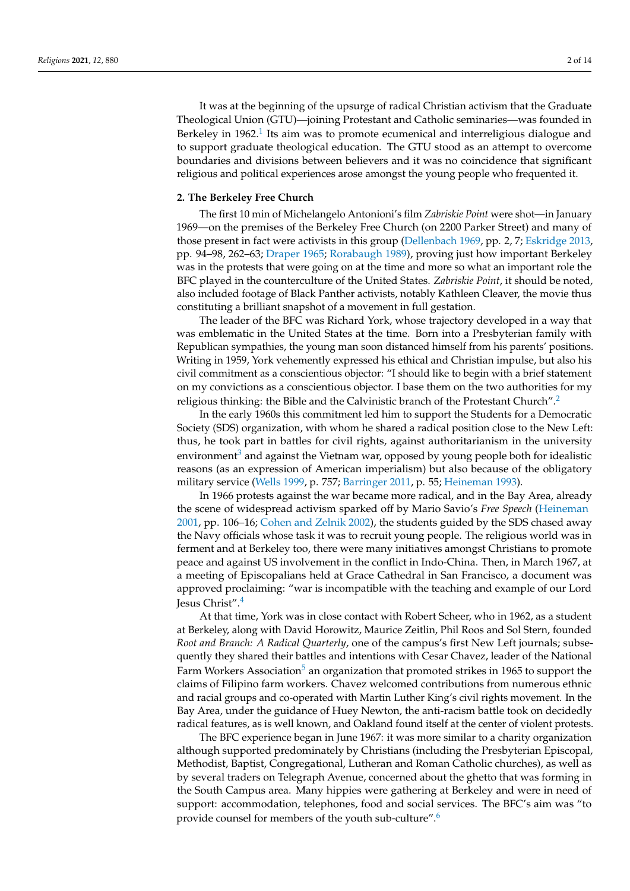It was at the beginning of the upsurge of radical Christian activism that the Graduate Theological Union (GTU)—joining Protestant and Catholic seminaries—was founded in Berkeley in 1962.[1] Its aim was to promote ecumenical and interreligious dialogue and to support graduate theological education. The GTU stood as an attempt to overcome boundaries and divisions between believers and it was no coincidence that significant religious and political experiences arose amongst the young people who frequented it.

## 2. The Berkeley Free Church

The first 10 min of Michelangelo Antonioni's film *Zabriskie Point* were shot—in January 1969—on the premises of the Berkeley Free Church (on 2200 Parker Street) and many of those present in fact were activists in this group (Dellenbach 1969, pp. 2, 7; Eskridge 2013, pp. 94–98, 262–63; Draper 1965; Rorabaugh 1989), proving just how important Berkeley was in the protests that were going on at the time and more so what an important role the BFC played in the counterculture of the United States. *Zabriskie Point*, it should be noted, also included footage of Black Panther activists, notably Kathleen Cleaver, the movie thus constituting a brilliant snapshot of a movement in full gestation.

The leader of the BFC was Richard York, whose trajectory developed in a way that was emblematic in the United States at the time. Born into a Presbyterian family with Republican sympathies, the young man soon distanced himself from his parents' positions. Writing in 1959, York vehemently expressed his ethical and Christian impulse, but also his civil commitment as a conscientious objector: "I should like to begin with a brief statement on my convictions as a conscientious objector. I base them on the two authorities for my religious thinking: the Bible and the Calvinistic branch of the Protestant Church".[2]

In the early 1960s this commitment led him to support the Students for a Democratic Society (SDS) organization, with whom he shared a radical position close to the New Left: thus, he took part in battles for civil rights, against authoritarianism in the university environment[3] and against the Vietnam war, opposed by young people both for idealistic reasons (as an expression of American imperialism) but also because of the obligatory military service (Wells 1999, p. 757; Barringer 2011, p. 55; Heineman 1993).

In 1966 protests against the war became more radical, and in the Bay Area, already the scene of widespread activism sparked off by Mario Savio's *Free Speech* (Heineman 2001, pp. 106–16; Cohen and Zelnik 2002), the students guided by the SDS chased away the Navy officials whose task it was to recruit young people. The religious world was in ferment and at Berkeley too, there were many initiatives amongst Christians to promote peace and against US involvement in the conflict in Indo-China. Then, in March 1967, at a meeting of Episcopalians held at Grace Cathedral in San Francisco, a document was approved proclaiming: "war is incompatible with the teaching and example of our Lord Jesus Christ".[4]

At that time, York was in close contact with Robert Scheer, who in 1962, as a student at Berkeley, along with David Horowitz, Maurice Zeitlin, Phil Roos and Sol Stern, founded *Root and Branch: A Radical Quarterly*, one of the campus's first New Left journals; subsequently they shared their battles and intentions with Cesar Chavez, leader of the National Farm Workers Association[5] an organization that promoted strikes in 1965 to support the claims of Filipino farm workers. Chavez welcomed contributions from numerous ethnic and racial groups and co-operated with Martin Luther King's civil rights movement. In the Bay Area, under the guidance of Huey Newton, the anti-racism battle took on decidedly radical features, as is well known, and Oakland found itself at the center of violent protests.

The BFC experience began in June 1967: it was more similar to a charity organization although supported predominately by Christians (including the Presbyterian Episcopal, Methodist, Baptist, Congregational, Lutheran and Roman Catholic churches), as well as by several traders on Telegraph Avenue, concerned about the ghetto that was forming in the South Campus area. Many hippies were gathering at Berkeley and were in need of support: accommodation, telephones, food and social services. The BFC's aim was "to provide counsel for members of the youth sub-culture".[6]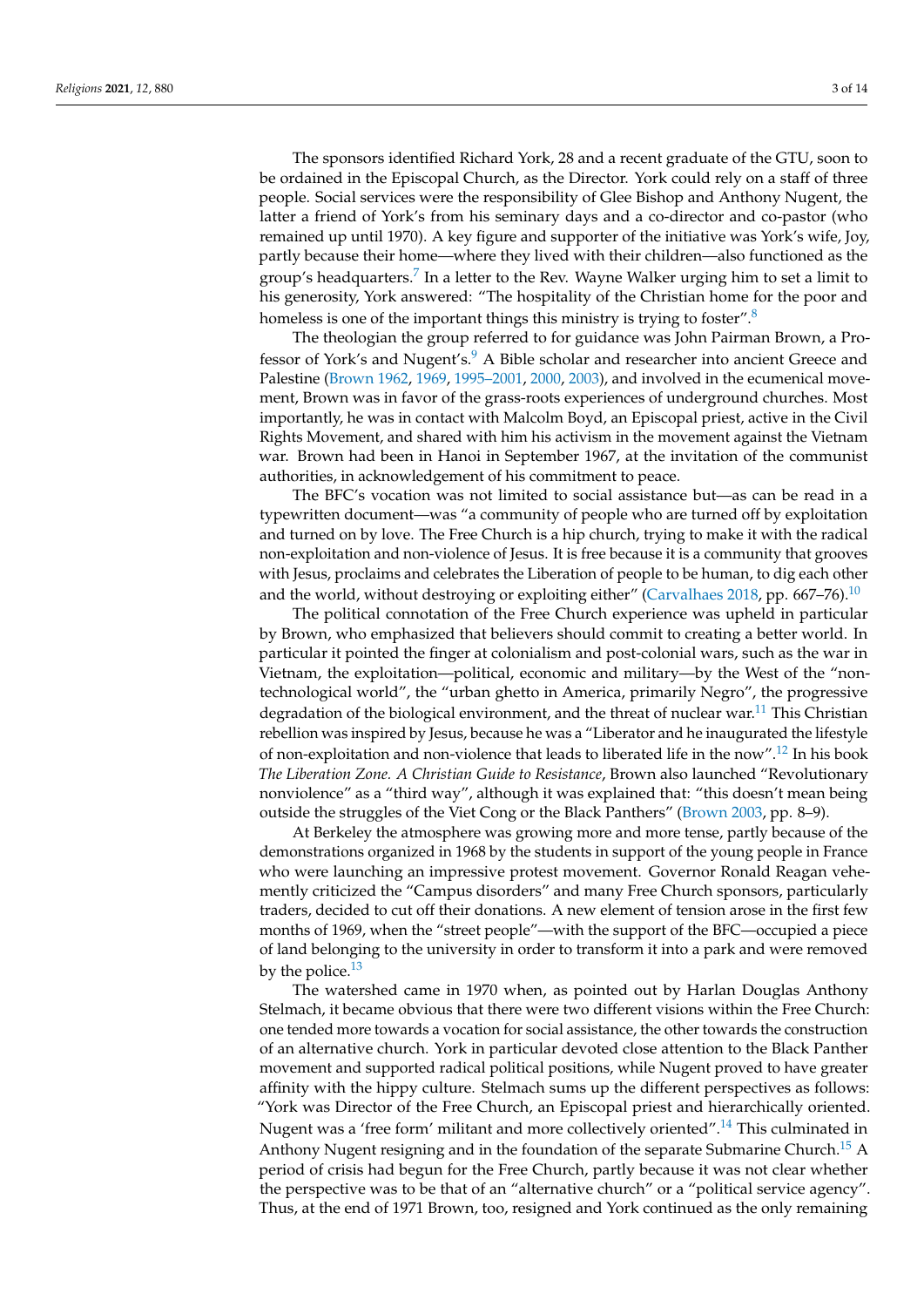The sponsors identified Richard York, 28 and a recent graduate of the GTU, soon to be ordained in the Episcopal Church, as the Director. York could rely on a staff of three people. Social services were the responsibility of Glee Bishop and Anthony Nugent, the latter a friend of York's from his seminary days and a co-director and co-pastor (who remained up until 1970). A key figure and supporter of the initiative was York's wife, Joy, partly because their home—where they lived with their children—also functioned as the group's headquarters.[7] In a letter to the Rev. Wayne Walker urging him to set a limit to his generosity, York answered: "The hospitality of the Christian home for the poor and homeless is one of the important things this ministry is trying to foster".[8]

The theologian the group referred to for guidance was John Pairman Brown, a Professor of York's and Nugent's.[9] A Bible scholar and researcher into ancient Greece and Palestine (Brown 1962, 1969, 1995–2001, 2000, 2003), and involved in the ecumenical movement, Brown was in favor of the grass-roots experiences of underground churches. Most importantly, he was in contact with Malcolm Boyd, an Episcopal priest, active in the Civil Rights Movement, and shared with him his activism in the movement against the Vietnam war. Brown had been in Hanoi in September 1967, at the invitation of the communist authorities, in acknowledgement of his commitment to peace.

The BFC's vocation was not limited to social assistance but—as can be read in a typewritten document—was "a community of people who are turned off by exploitation and turned on by love. The Free Church is a hip church, trying to make it with the radical non-exploitation and non-violence of Jesus. It is free because it is a community that grooves with Jesus, proclaims and celebrates the Liberation of people to be human, to dig each other and the world, without destroying or exploiting either" (Carvalhaes 2018, pp. 667–76).[10]

The political connotation of the Free Church experience was upheld in particular by Brown, who emphasized that believers should commit to creating a better world. In particular it pointed the finger at colonialism and post-colonial wars, such as the war in Vietnam, the exploitation—political, economic and military—by the West of the "non-technological world", the "urban ghetto in America, primarily Negro", the progressive degradation of the biological environment, and the threat of nuclear war.[11] This Christian rebellion was inspired by Jesus, because he was a "Liberator and he inaugurated the lifestyle of non-exploitation and non-violence that leads to liberated life in the now".[12] In his book *The Liberation Zone. A Christian Guide to Resistance*, Brown also launched "Revolutionary nonviolence" as a "third way", although it was explained that: "this doesn't mean being outside the struggles of the Viet Cong or the Black Panthers" (Brown 2003, pp. 8–9).

At Berkeley the atmosphere was growing more and more tense, partly because of the demonstrations organized in 1968 by the students in support of the young people in France who were launching an impressive protest movement. Governor Ronald Reagan vehemently criticized the "Campus disorders" and many Free Church sponsors, particularly traders, decided to cut off their donations. A new element of tension arose in the first few months of 1969, when the "street people"—with the support of the BFC—occupied a piece of land belonging to the university in order to transform it into a park and were removed by the police.[13]

The watershed came in 1970 when, as pointed out by Harlan Douglas Anthony Stelmach, it became obvious that there were two different visions within the Free Church: one tended more towards a vocation for social assistance, the other towards the construction of an alternative church. York in particular devoted close attention to the Black Panther movement and supported radical political positions, while Nugent proved to have greater affinity with the hippy culture. Stelmach sums up the different perspectives as follows: "York was Director of the Free Church, an Episcopal priest and hierarchically oriented. Nugent was a 'free form' militant and more collectively oriented".[14] This culminated in Anthony Nugent resigning and in the foundation of the separate Submarine Church.[15] A period of crisis had begun for the Free Church, partly because it was not clear whether the perspective was to be that of an "alternative church" or a "political service agency". Thus, at the end of 1971 Brown, too, resigned and York continued as the only remaining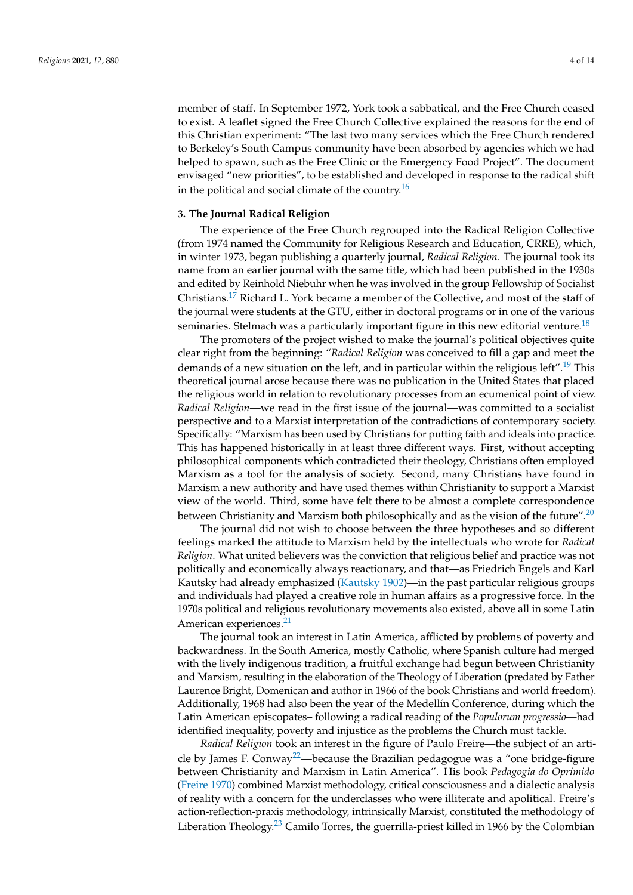member of staff. In September 1972, York took a sabbatical, and the Free Church ceased to exist. A leaflet signed the Free Church Collective explained the reasons for the end of this Christian experiment: "The last two many services which the Free Church rendered to Berkeley's South Campus community have been absorbed by agencies which we had helped to spawn, such as the Free Clinic or the Emergency Food Project". The document envisaged "new priorities", to be established and developed in response to the radical shift in the political and social climate of the country.[16]

### 3. The Journal Radical Religion

The experience of the Free Church regrouped into the Radical Religion Collective (from 1974 named the Community for Religious Research and Education, CRRE), which, in winter 1973, began publishing a quarterly journal, *Radical Religion*. The journal took its name from an earlier journal with the same title, which had been published in the 1930s and edited by Reinhold Niebuhr when he was involved in the group Fellowship of Socialist Christians.[17] Richard L. York became a member of the Collective, and most of the staff of the journal were students at the GTU, either in doctoral programs or in one of the various seminaries. Stelmach was a particularly important figure in this new editorial venture.[18]

The promoters of the project wished to make the journal's political objectives quite clear right from the beginning: "*Radical Religion* was conceived to fill a gap and meet the demands of a new situation on the left, and in particular within the religious left".[19] This theoretical journal arose because there was no publication in the United States that placed the religious world in relation to revolutionary processes from an ecumenical point of view. *Radical Religion*—we read in the first issue of the journal—was committed to a socialist perspective and to a Marxist interpretation of the contradictions of contemporary society. Specifically: "Marxism has been used by Christians for putting faith and ideals into practice. This has happened historically in at least three different ways. First, without accepting philosophical components which contradicted their theology, Christians often employed Marxism as a tool for the analysis of society. Second, many Christians have found in Marxism a new authority and have used themes within Christianity to support a Marxist view of the world. Third, some have felt there to be almost a complete correspondence between Christianity and Marxism both philosophically and as the vision of the future".[20]

The journal did not wish to choose between the three hypotheses and so different feelings marked the attitude to Marxism held by the intellectuals who wrote for *Radical Religion*. What united believers was the conviction that religious belief and practice was not politically and economically always reactionary, and that—as Friedrich Engels and Karl Kautsky had already emphasized (Kautsky 1902)—in the past particular religious groups and individuals had played a creative role in human affairs as a progressive force. In the 1970s political and religious revolutionary movements also existed, above all in some Latin American experiences.[21]

The journal took an interest in Latin America, afflicted by problems of poverty and backwardness. In the South America, mostly Catholic, where Spanish culture had merged with the lively indigenous tradition, a fruitful exchange had begun between Christianity and Marxism, resulting in the elaboration of the Theology of Liberation (predated by Father Laurence Bright, Domenican and author in 1966 of the book Christians and world freedom). Additionally, 1968 had also been the year of the Medellín Conference, during which the Latin American episcopates– following a radical reading of the *Populorum progressio*—had identified inequality, poverty and injustice as the problems the Church must tackle.

*Radical Religion* took an interest in the figure of Paulo Freire—the subject of an article by James F. Conway[22]—because the Brazilian pedagogue was a "one bridge-figure between Christianity and Marxism in Latin America". His book *Pedagogia do Oprimido* (Freire 1970) combined Marxist methodology, critical consciousness and a dialectic analysis of reality with a concern for the underclasses who were illiterate and apolitical. Freire's action-reflection-praxis methodology, intrinsically Marxist, constituted the methodology of Liberation Theology.[23] Camilo Torres, the guerrilla-priest killed in 1966 by the Colombian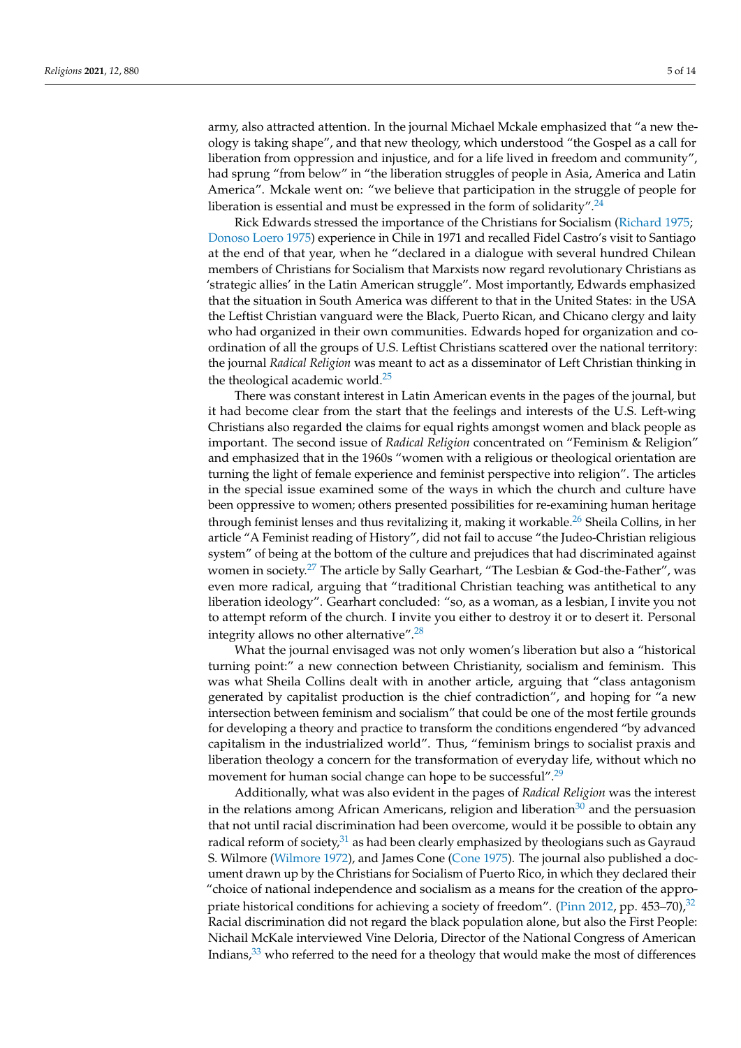army, also attracted attention. In the journal Michael Mckale emphasized that "a new theology is taking shape", and that new theology, which understood "the Gospel as a call for liberation from oppression and injustice, and for a life lived in freedom and community", had sprung "from below" in "the liberation struggles of people in Asia, America and Latin America". Mckale went on: "we believe that participation in the struggle of people for liberation is essential and must be expressed in the form of solidarity".[24]

Rick Edwards stressed the importance of the Christians for Socialism (Richard 1975; Donoso Loero 1975) experience in Chile in 1971 and recalled Fidel Castro's visit to Santiago at the end of that year, when he "declared in a dialogue with several hundred Chilean members of Christians for Socialism that Marxists now regard revolutionary Christians as 'strategic allies' in the Latin American struggle". Most importantly, Edwards emphasized that the situation in South America was different to that in the United States: in the USA the Leftist Christian vanguard were the Black, Puerto Rican, and Chicano clergy and laity who had organized in their own communities. Edwards hoped for organization and coordination of all the groups of U.S. Leftist Christians scattered over the national territory: the journal *Radical Religion* was meant to act as a disseminator of Left Christian thinking in the theological academic world.[25]

There was constant interest in Latin American events in the pages of the journal, but it had become clear from the start that the feelings and interests of the U.S. Left-wing Christians also regarded the claims for equal rights amongst women and black people as important. The second issue of *Radical Religion* concentrated on "Feminism & Religion" and emphasized that in the 1960s "women with a religious or theological orientation are turning the light of female experience and feminist perspective into religion". The articles in the special issue examined some of the ways in which the church and culture have been oppressive to women; others presented possibilities for re-examining human heritage through feminist lenses and thus revitalizing it, making it workable.[26] Sheila Collins, in her article "A Feminist reading of History", did not fail to accuse "the Judeo-Christian religious system" of being at the bottom of the culture and prejudices that had discriminated against women in society.[27] The article by Sally Gearhart, "The Lesbian & God-the-Father", was even more radical, arguing that "traditional Christian teaching was antithetical to any liberation ideology". Gearhart concluded: "so, as a woman, as a lesbian, I invite you not to attempt reform of the church. I invite you either to destroy it or to desert it. Personal integrity allows no other alternative".[28]

What the journal envisaged was not only women's liberation but also a "historical turning point:" a new connection between Christianity, socialism and feminism. This was what Sheila Collins dealt with in another article, arguing that "class antagonism generated by capitalist production is the chief contradiction", and hoping for "a new intersection between feminism and socialism" that could be one of the most fertile grounds for developing a theory and practice to transform the conditions engendered "by advanced capitalism in the industrialized world". Thus, "feminism brings to socialist praxis and liberation theology a concern for the transformation of everyday life, without which no movement for human social change can hope to be successful".[29]

Additionally, what was also evident in the pages of *Radical Religion* was the interest in the relations among African Americans, religion and liberation[30] and the persuasion that not until racial discrimination had been overcome, would it be possible to obtain any radical reform of society,[31] as had been clearly emphasized by theologians such as Gayraud S. Wilmore (Wilmore 1972), and James Cone (Cone 1975). The journal also published a document drawn up by the Christians for Socialism of Puerto Rico, in which they declared their "choice of national independence and socialism as a means for the creation of the appropriate historical conditions for achieving a society of freedom". (Pinn 2012, pp. 453–70),[32] Racial discrimination did not regard the black population alone, but also the First People: Nichail McKale interviewed Vine Deloria, Director of the National Congress of American Indians,[33] who referred to the need for a theology that would make the most of differences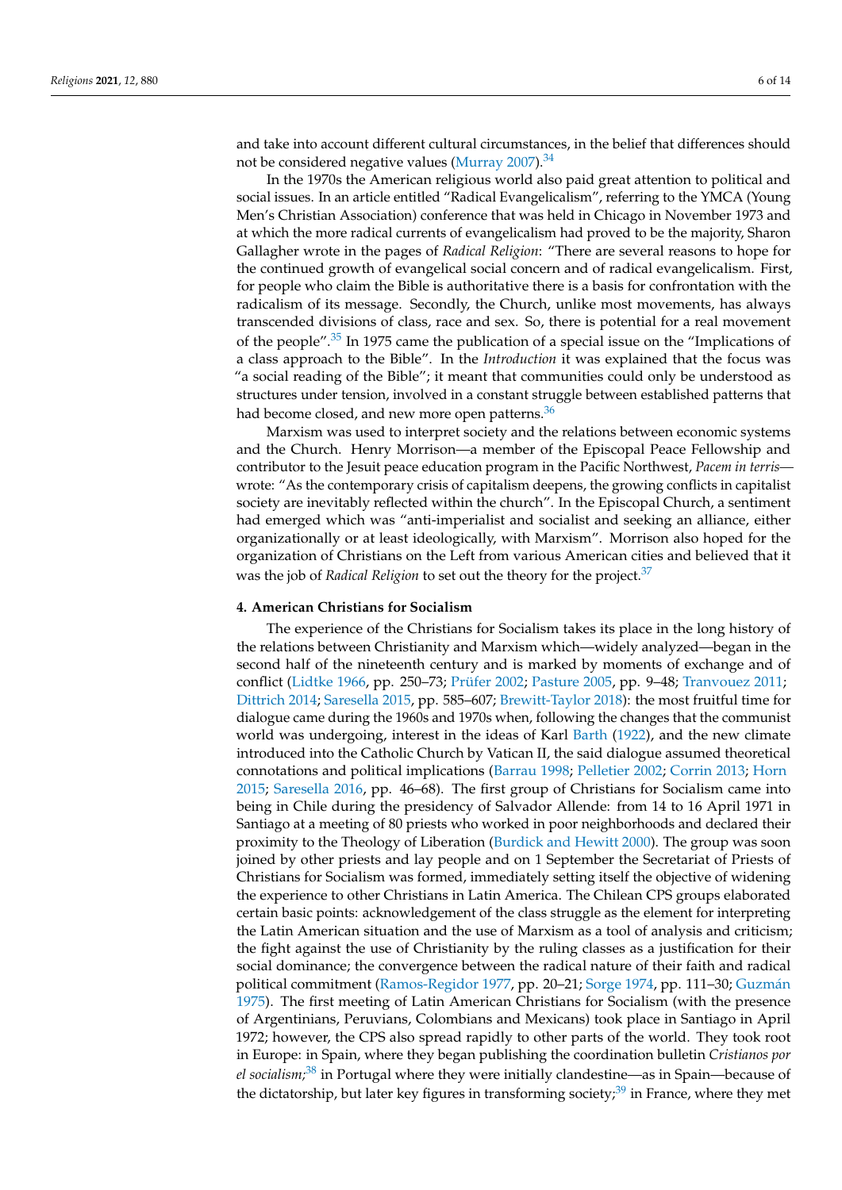and take into account different cultural circumstances, in the belief that differences should not be considered negative values (Murray 2007).[34]

In the 1970s the American religious world also paid great attention to political and social issues. In an article entitled "Radical Evangelicalism", referring to the YMCA (Young Men's Christian Association) conference that was held in Chicago in November 1973 and at which the more radical currents of evangelicalism had proved to be the majority, Sharon Gallagher wrote in the pages of *Radical Religion*: "There are several reasons to hope for the continued growth of evangelical social concern and of radical evangelicalism. First, for people who claim the Bible is authoritative there is a basis for confrontation with the radicalism of its message. Secondly, the Church, unlike most movements, has always transcended divisions of class, race and sex. So, there is potential for a real movement of the people".[35] In 1975 came the publication of a special issue on the "Implications of a class approach to the Bible". In the *Introduction* it was explained that the focus was "a social reading of the Bible"; it meant that communities could only be understood as structures under tension, involved in a constant struggle between established patterns that had become closed, and new more open patterns.[36]

Marxism was used to interpret society and the relations between economic systems and the Church. Henry Morrison—a member of the Episcopal Peace Fellowship and contributor to the Jesuit peace education program in the Pacific Northwest, *Pacem in terris*—wrote: "As the contemporary crisis of capitalism deepens, the growing conflicts in capitalist society are inevitably reflected within the church". In the Episcopal Church, a sentiment had emerged which was "anti-imperialist and socialist and seeking an alliance, either organizationally or at least ideologically, with Marxism". Morrison also hoped for the organization of Christians on the Left from various American cities and believed that it was the job of *Radical Religion* to set out the theory for the project.[37]

## 4. American Christians for Socialism

The experience of the Christians for Socialism takes its place in the long history of the relations between Christianity and Marxism which—widely analyzed—began in the second half of the nineteenth century and is marked by moments of exchange and of conflict (Lidtke 1966, pp. 250–73; Prüfer 2002; Pasture 2005, pp. 9–48; Tranvouez 2011; Dittrich 2014; Saresella 2015, pp. 585–607; Brewitt-Taylor 2018): the most fruitful time for dialogue came during the 1960s and 1970s when, following the changes that the communist world was undergoing, interest in the ideas of Karl Barth (1922), and the new climate introduced into the Catholic Church by Vatican II, the said dialogue assumed theoretical connotations and political implications (Barrau 1998; Pelletier 2002; Corrin 2013; Horn 2015; Saresella 2016, pp. 46–68). The first group of Christians for Socialism came into being in Chile during the presidency of Salvador Allende: from 14 to 16 April 1971 in Santiago at a meeting of 80 priests who worked in poor neighborhoods and declared their proximity to the Theology of Liberation (Burdick and Hewitt 2000). The group was soon joined by other priests and lay people and on 1 September the Secretariat of Priests of Christians for Socialism was formed, immediately setting itself the objective of widening the experience to other Christians in Latin America. The Chilean CPS groups elaborated certain basic points: acknowledgement of the class struggle as the element for interpreting the Latin American situation and the use of Marxism as a tool of analysis and criticism; the fight against the use of Christianity by the ruling classes as a justification for their social dominance; the convergence between the radical nature of their faith and radical political commitment (Ramos-Regidor 1977, pp. 20–21; Sorge 1974, pp. 111–30; Guzmán 1975). The first meeting of Latin American Christians for Socialism (with the presence of Argentinians, Peruvians, Colombians and Mexicans) took place in Santiago in April 1972; however, the CPS also spread rapidly to other parts of the world. They took root in Europe: in Spain, where they began publishing the coordination bulletin *Cristianos por el socialism*;[38] in Portugal where they were initially clandestine—as in Spain—because of the dictatorship, but later key figures in transforming society;[39] in France, where they met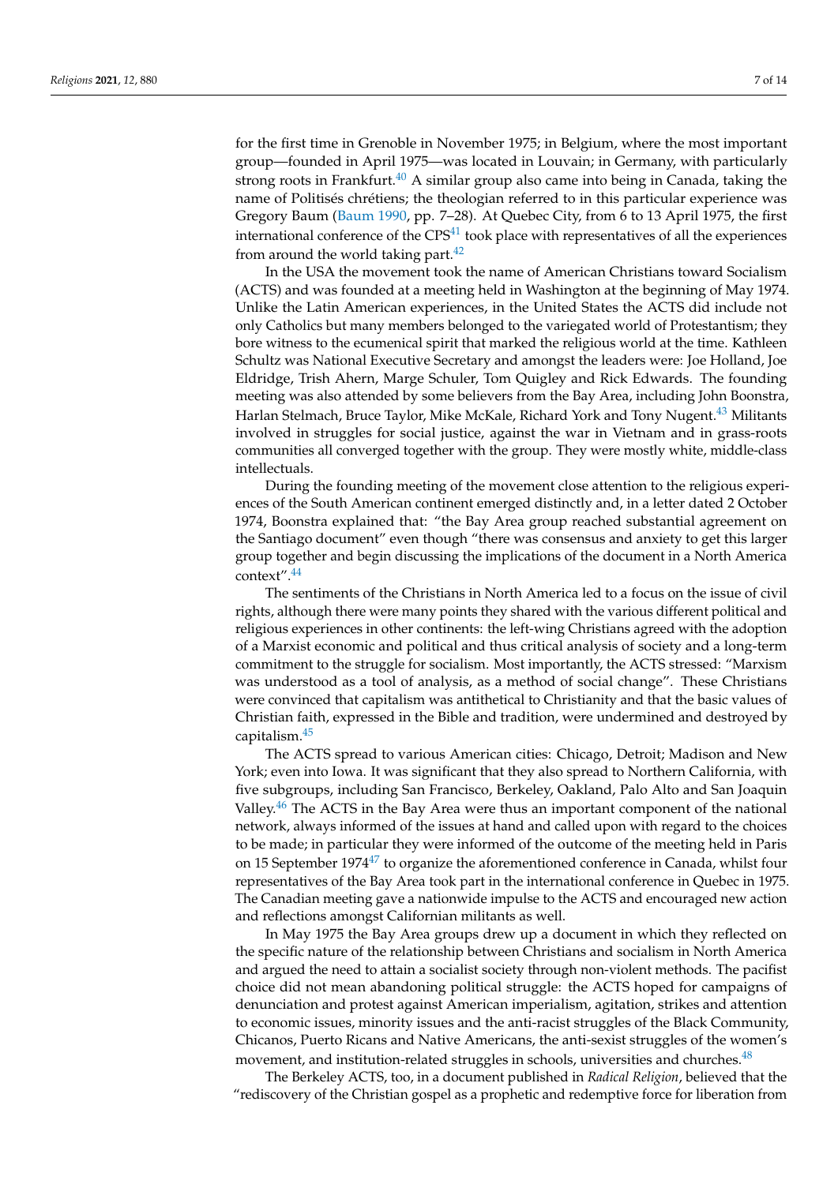for the first time in Grenoble in November 1975; in Belgium, where the most important group—founded in April 1975—was located in Louvain; in Germany, with particularly strong roots in Frankfurt.[40] A similar group also came into being in Canada, taking the name of Politisés chrétiens; the theologian referred to in this particular experience was Gregory Baum (Baum 1990, pp. 7–28). At Quebec City, from 6 to 13 April 1975, the first international conference of the CPS[41] took place with representatives of all the experiences from around the world taking part.[42]

In the USA the movement took the name of American Christians toward Socialism (ACTS) and was founded at a meeting held in Washington at the beginning of May 1974. Unlike the Latin American experiences, in the United States the ACTS did include not only Catholics but many members belonged to the variegated world of Protestantism; they bore witness to the ecumenical spirit that marked the religious world at the time. Kathleen Schultz was National Executive Secretary and amongst the leaders were: Joe Holland, Joe Eldridge, Trish Ahern, Marge Schuler, Tom Quigley and Rick Edwards. The founding meeting was also attended by some believers from the Bay Area, including John Boonstra, Harlan Stelmach, Bruce Taylor, Mike McKale, Richard York and Tony Nugent.[43] Militants involved in struggles for social justice, against the war in Vietnam and in grass-roots communities all converged together with the group. They were mostly white, middle-class intellectuals.

During the founding meeting of the movement close attention to the religious experiences of the South American continent emerged distinctly and, in a letter dated 2 October 1974, Boonstra explained that: "the Bay Area group reached substantial agreement on the Santiago document" even though "there was consensus and anxiety to get this larger group together and begin discussing the implications of the document in a North America context".[44]

The sentiments of the Christians in North America led to a focus on the issue of civil rights, although there were many points they shared with the various different political and religious experiences in other continents: the left-wing Christians agreed with the adoption of a Marxist economic and political and thus critical analysis of society and a long-term commitment to the struggle for socialism. Most importantly, the ACTS stressed: "Marxism was understood as a tool of analysis, as a method of social change". These Christians were convinced that capitalism was antithetical to Christianity and that the basic values of Christian faith, expressed in the Bible and tradition, were undermined and destroyed by capitalism.[45]

The ACTS spread to various American cities: Chicago, Detroit; Madison and New York; even into Iowa. It was significant that they also spread to Northern California, with five subgroups, including San Francisco, Berkeley, Oakland, Palo Alto and San Joaquin Valley.[46] The ACTS in the Bay Area were thus an important component of the national network, always informed of the issues at hand and called upon with regard to the choices to be made; in particular they were informed of the outcome of the meeting held in Paris on 15 September 1974[47] to organize the aforementioned conference in Canada, whilst four representatives of the Bay Area took part in the international conference in Quebec in 1975. The Canadian meeting gave a nationwide impulse to the ACTS and encouraged new action and reflections amongst Californian militants as well.

In May 1975 the Bay Area groups drew up a document in which they reflected on the specific nature of the relationship between Christians and socialism in North America and argued the need to attain a socialist society through non-violent methods. The pacifist choice did not mean abandoning political struggle: the ACTS hoped for campaigns of denunciation and protest against American imperialism, agitation, strikes and attention to economic issues, minority issues and the anti-racist struggles of the Black Community, Chicanos, Puerto Ricans and Native Americans, the anti-sexist struggles of the women's movement, and institution-related struggles in schools, universities and churches.[48]

The Berkeley ACTS, too, in a document published in *Radical Religion*, believed that the "rediscovery of the Christian gospel as a prophetic and redemptive force for liberation from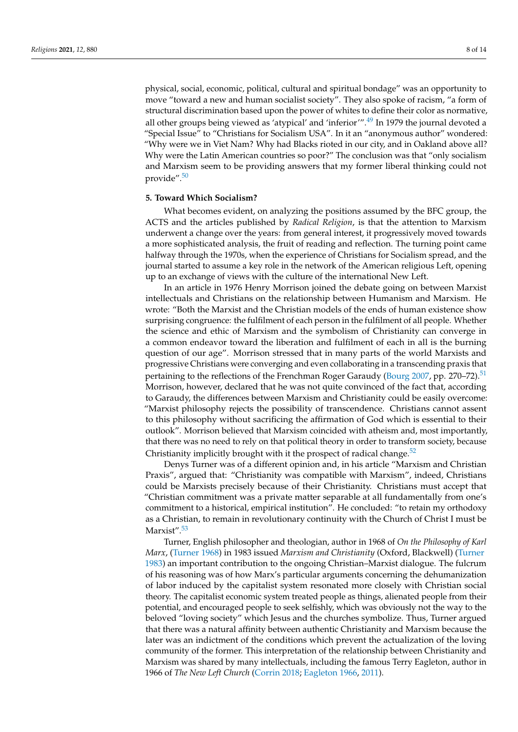physical, social, economic, political, cultural and spiritual bondage" was an opportunity to move "toward a new and human socialist society". They also spoke of racism, "a form of structural discrimination based upon the power of whites to define their color as normative, all other groups being viewed as 'atypical' and 'inferior'".[49] In 1979 the journal devoted a "Special Issue" to "Christians for Socialism USA". In it an "anonymous author" wondered: "Why were we in Viet Nam? Why had Blacks rioted in our city, and in Oakland above all? Why were the Latin American countries so poor?" The conclusion was that "only socialism and Marxism seem to be providing answers that my former liberal thinking could not provide".[50]

## 5. Toward Which Socialism?

What becomes evident, on analyzing the positions assumed by the BFC group, the ACTS and the articles published by *Radical Religion*, is that the attention to Marxism underwent a change over the years: from general interest, it progressively moved towards a more sophisticated analysis, the fruit of reading and reflection. The turning point came halfway through the 1970s, when the experience of Christians for Socialism spread, and the journal started to assume a key role in the network of the American religious Left, opening up to an exchange of views with the culture of the international New Left.

In an article in 1976 Henry Morrison joined the debate going on between Marxist intellectuals and Christians on the relationship between Humanism and Marxism. He wrote: "Both the Marxist and the Christian models of the ends of human existence show surprising congruence: the fulfilment of each person in the fulfilment of all people. Whether the science and ethic of Marxism and the symbolism of Christianity can converge in a common endeavor toward the liberation and fulfilment of each in all is the burning question of our age". Morrison stressed that in many parts of the world Marxists and progressive Christians were converging and even collaborating in a transcending praxis that pertaining to the reflections of the Frenchman Roger Garaudy (Bourg 2007, pp. 270–72).[51] Morrison, however, declared that he was not quite convinced of the fact that, according to Garaudy, the differences between Marxism and Christianity could be easily overcome: "Marxist philosophy rejects the possibility of transcendence. Christians cannot assent to this philosophy without sacrificing the affirmation of God which is essential to their outlook". Morrison believed that Marxism coincided with atheism and, most importantly, that there was no need to rely on that political theory in order to transform society, because Christianity implicitly brought with it the prospect of radical change.[52]

Denys Turner was of a different opinion and, in his article "Marxism and Christian Praxis", argued that: "Christianity was compatible with Marxism", indeed, Christians could be Marxists precisely because of their Christianity. Christians must accept that "Christian commitment was a private matter separable at all fundamentally from one's commitment to a historical, empirical institution". He concluded: "to retain my orthodoxy as a Christian, to remain in revolutionary continuity with the Church of Christ I must be Marxist".[53]

Turner, English philosopher and theologian, author in 1968 of *On the Philosophy of Karl Marx*, (Turner 1968) in 1983 issued *Marxism and Christianity* (Oxford, Blackwell) (Turner 1983) an important contribution to the ongoing Christian–Marxist dialogue. The fulcrum of his reasoning was of how Marx's particular arguments concerning the dehumanization of labor induced by the capitalist system resonated more closely with Christian social theory. The capitalist economic system treated people as things, alienated people from their potential, and encouraged people to seek selfishly, which was obviously not the way to the beloved "loving society" which Jesus and the churches symbolize. Thus, Turner argued that there was a natural affinity between authentic Christianity and Marxism because the later was an indictment of the conditions which prevent the actualization of the loving community of the former. This interpretation of the relationship between Christianity and Marxism was shared by many intellectuals, including the famous Terry Eagleton, author in 1966 of *The New Left Church* (Corrin 2018; Eagleton 1966, 2011).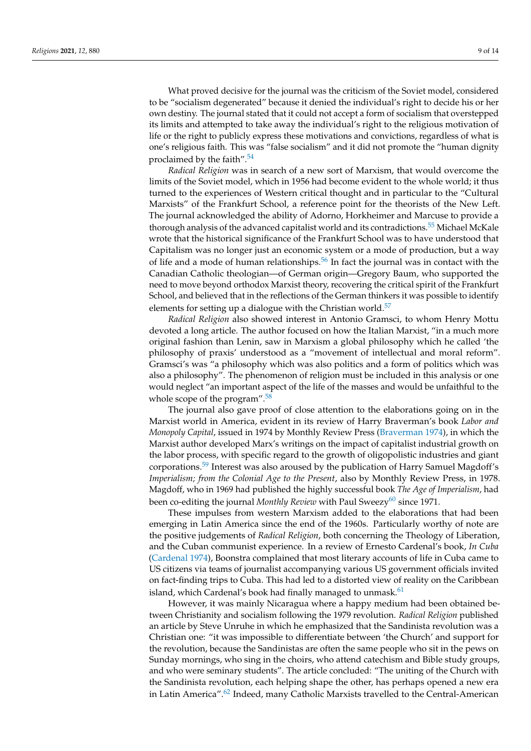What proved decisive for the journal was the criticism of the Soviet model, considered to be "socialism degenerated" because it denied the individual's right to decide his or her own destiny. The journal stated that it could not accept a form of socialism that overstepped its limits and attempted to take away the individual's right to the religious motivation of life or the right to publicly express these motivations and convictions, regardless of what is one's religious faith. This was "false socialism" and it did not promote the "human dignity proclaimed by the faith".[54]

*Radical Religion* was in search of a new sort of Marxism, that would overcome the limits of the Soviet model, which in 1956 had become evident to the whole world; it thus turned to the experiences of Western critical thought and in particular to the "Cultural Marxists" of the Frankfurt School, a reference point for the theorists of the New Left. The journal acknowledged the ability of Adorno, Horkheimer and Marcuse to provide a thorough analysis of the advanced capitalist world and its contradictions.[55] Michael McKale wrote that the historical significance of the Frankfurt School was to have understood that Capitalism was no longer just an economic system or a mode of production, but a way of life and a mode of human relationships.[56] In fact the journal was in contact with the Canadian Catholic theologian—of German origin—Gregory Baum, who supported the need to move beyond orthodox Marxist theory, recovering the critical spirit of the Frankfurt School, and believed that in the reflections of the German thinkers it was possible to identify elements for setting up a dialogue with the Christian world.[57]

*Radical Religion* also showed interest in Antonio Gramsci, to whom Henry Mottu devoted a long article. The author focused on how the Italian Marxist, "in a much more original fashion than Lenin, saw in Marxism a global philosophy which he called 'the philosophy of praxis' understood as a "movement of intellectual and moral reform". Gramsci's was "a philosophy which was also politics and a form of politics which was also a philosophy". The phenomenon of religion must be included in this analysis or one would neglect "an important aspect of the life of the masses and would be unfaithful to the whole scope of the program".[58]

The journal also gave proof of close attention to the elaborations going on in the Marxist world in America, evident in its review of Harry Braverman's book *Labor and Monopoly Capital*, issued in 1974 by Monthly Review Press (Braverman 1974), in which the Marxist author developed Marx's writings on the impact of capitalist industrial growth on the labor process, with specific regard to the growth of oligopolistic industries and giant corporations.[59] Interest was also aroused by the publication of Harry Samuel Magdoff's *Imperialism; from the Colonial Age to the Present*, also by Monthly Review Press, in 1978. Magdoff, who in 1969 had published the highly successful book *The Age of Imperialism*, had been co-editing the journal *Monthly Review* with Paul Sweezy[60] since 1971.

These impulses from western Marxism added to the elaborations that had been emerging in Latin America since the end of the 1960s. Particularly worthy of note are the positive judgements of *Radical Religion*, both concerning the Theology of Liberation, and the Cuban communist experience. In a review of Ernesto Cardenal's book, *In Cuba* (Cardenal 1974), Boonstra complained that most literary accounts of life in Cuba came to US citizens via teams of journalist accompanying various US government officials invited on fact-finding trips to Cuba. This had led to a distorted view of reality on the Caribbean island, which Cardenal's book had finally managed to unmask.[61]

However, it was mainly Nicaragua where a happy medium had been obtained between Christianity and socialism following the 1979 revolution. *Radical Religion* published an article by Steve Unruhe in which he emphasized that the Sandinista revolution was a Christian one: "it was impossible to differentiate between 'the Church' and support for the revolution, because the Sandinistas are often the same people who sit in the pews on Sunday mornings, who sing in the choirs, who attend catechism and Bible study groups, and who were seminary students". The article concluded: "The uniting of the Church with the Sandinista revolution, each helping shape the other, has perhaps opened a new era in Latin America".[62] Indeed, many Catholic Marxists travelled to the Central-American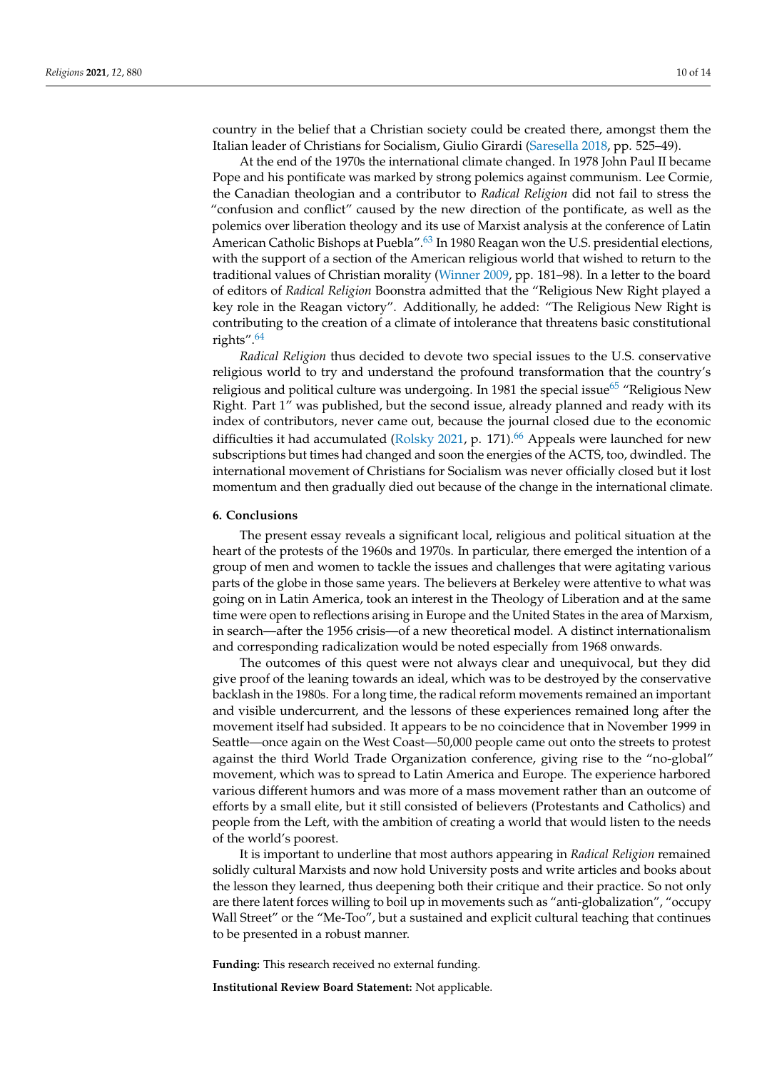country in the belief that a Christian society could be created there, amongst them the Italian leader of Christians for Socialism, Giulio Girardi (Saresella 2018, pp. 525–49).

At the end of the 1970s the international climate changed. In 1978 John Paul II became Pope and his pontificate was marked by strong polemics against communism. Lee Cormie, the Canadian theologian and a contributor to *Radical Religion* did not fail to stress the "confusion and conflict" caused by the new direction of the pontificate, as well as the polemics over liberation theology and its use of Marxist analysis at the conference of Latin American Catholic Bishops at Puebla".[63] In 1980 Reagan won the U.S. presidential elections, with the support of a section of the American religious world that wished to return to the traditional values of Christian morality (Winner 2009, pp. 181–98). In a letter to the board of editors of *Radical Religion* Boonstra admitted that the "Religious New Right played a key role in the Reagan victory". Additionally, he added: "The Religious New Right is contributing to the creation of a climate of intolerance that threatens basic constitutional rights".[64]

*Radical Religion* thus decided to devote two special issues to the U.S. conservative religious world to try and understand the profound transformation that the country's religious and political culture was undergoing. In 1981 the special issue[65] "Religious New Right. Part 1" was published, but the second issue, already planned and ready with its index of contributors, never came out, because the journal closed due to the economic difficulties it had accumulated (Rolsky 2021, p. 171).[66] Appeals were launched for new subscriptions but times had changed and soon the energies of the ACTS, too, dwindled. The international movement of Christians for Socialism was never officially closed but it lost momentum and then gradually died out because of the change in the international climate.

## 6. Conclusions

The present essay reveals a significant local, religious and political situation at the heart of the protests of the 1960s and 1970s. In particular, there emerged the intention of a group of men and women to tackle the issues and challenges that were agitating various parts of the globe in those same years. The believers at Berkeley were attentive to what was going on in Latin America, took an interest in the Theology of Liberation and at the same time were open to reflections arising in Europe and the United States in the area of Marxism, in search—after the 1956 crisis—of a new theoretical model. A distinct internationalism and corresponding radicalization would be noted especially from 1968 onwards.

The outcomes of this quest were not always clear and unequivocal, but they did give proof of the leaning towards an ideal, which was to be destroyed by the conservative backlash in the 1980s. For a long time, the radical reform movements remained an important and visible undercurrent, and the lessons of these experiences remained long after the movement itself had subsided. It appears to be no coincidence that in November 1999 in Seattle—once again on the West Coast—50,000 people came out onto the streets to protest against the third World Trade Organization conference, giving rise to the "no-global" movement, which was to spread to Latin America and Europe. The experience harbored various different humors and was more of a mass movement rather than an outcome of efforts by a small elite, but it still consisted of believers (Protestants and Catholics) and people from the Left, with the ambition of creating a world that would listen to the needs of the world's poorest.

It is important to underline that most authors appearing in *Radical Religion* remained solidly cultural Marxists and now hold University posts and write articles and books about the lesson they learned, thus deepening both their critique and their practice. So not only are there latent forces willing to boil up in movements such as "anti-globalization", "occupy Wall Street" or the "Me-Too", but a sustained and explicit cultural teaching that continues to be presented in a robust manner.

**Funding:** This research received no external funding.

**Institutional Review Board Statement:** Not applicable.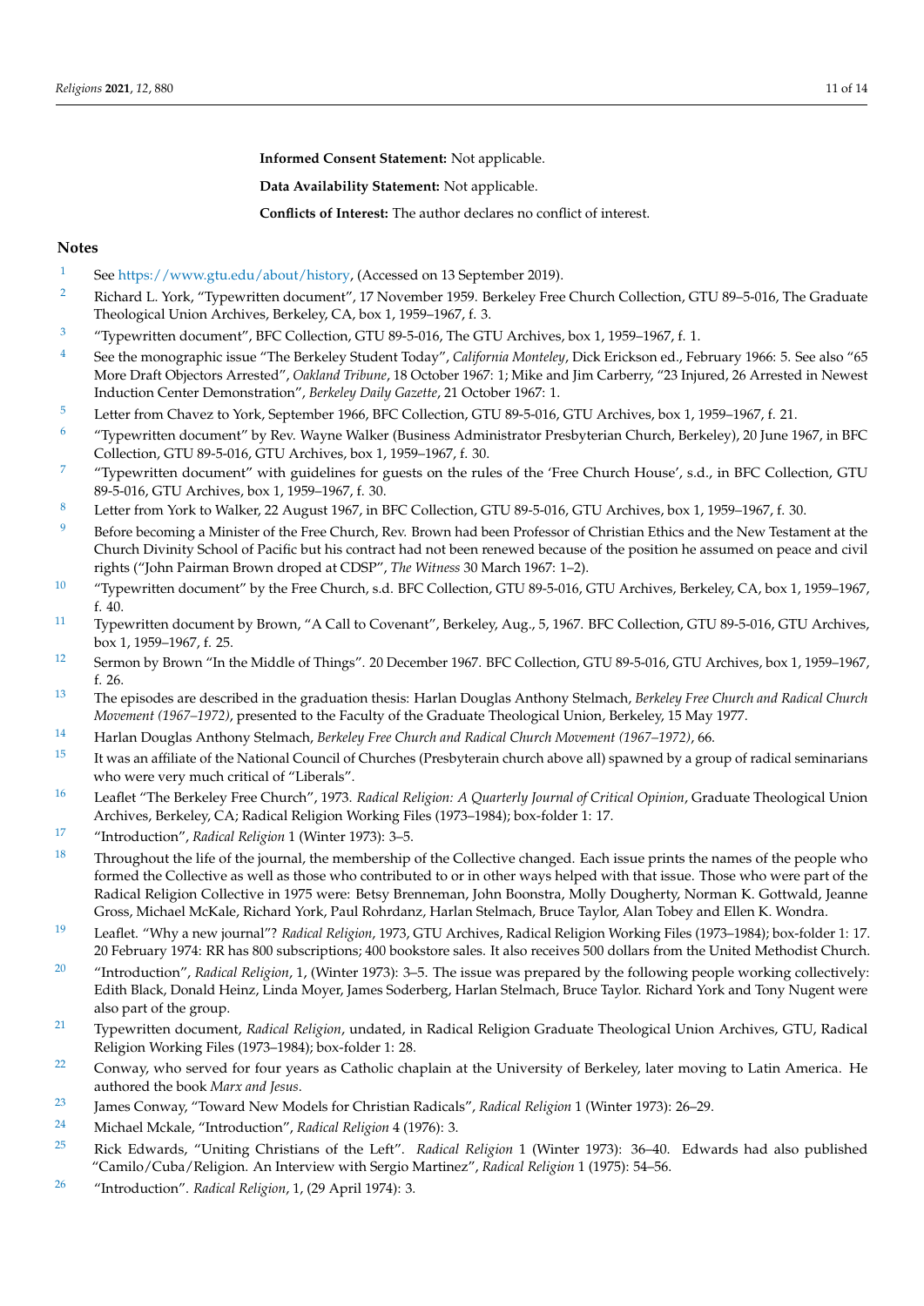**Informed Consent Statement:** Not applicable.

**Data Availability Statement:** Not applicable.

**Conflicts of Interest:** The author declares no conflict of interest.

## Notes

1. See https://www.gtu.edu/about/history, (Accessed on 13 September 2019).
2. Richard L. York, "Typewritten document", 17 November 1959. Berkeley Free Church Collection, GTU 89–5-016, The Graduate Theological Union Archives, Berkeley, CA, box 1, 1959–1967, f. 3.
3. "Typewritten document", BFC Collection, GTU 89-5-016, The GTU Archives, box 1, 1959–1967, f. 1.
4. See the monographic issue "The Berkeley Student Today", *California Monteley*, Dick Erickson ed., February 1966: 5. See also "65 More Draft Objectors Arrested", *Oakland Tribune*, 18 October 1967: 1; Mike and Jim Carberry, "23 Injured, 26 Arrested in Newest Induction Center Demonstration", *Berkeley Daily Gazette*, 21 October 1967: 1.
5. Letter from Chavez to York, September 1966, BFC Collection, GTU 89-5-016, GTU Archives, box 1, 1959–1967, f. 21.
6. "Typewritten document" by Rev. Wayne Walker (Business Administrator Presbyterian Church, Berkeley), 20 June 1967, in BFC Collection, GTU 89-5-016, GTU Archives, box 1, 1959–1967, f. 30.
7. "Typewritten document" with guidelines for guests on the rules of the 'Free Church House', s.d., in BFC Collection, GTU 89-5-016, GTU Archives, box 1, 1959–1967, f. 30.
8. Letter from York to Walker, 22 August 1967, in BFC Collection, GTU 89-5-016, GTU Archives, box 1, 1959–1967, f. 30.
9. Before becoming a Minister of the Free Church, Rev. Brown had been Professor of Christian Ethics and the New Testament at the Church Divinity School of Pacific but his contract had not been renewed because of the position he assumed on peace and civil rights ("John Pairman Brown droped at CDSP", *The Witness* 30 March 1967: 1–2).
10. "Typewritten document" by the Free Church, s.d. BFC Collection, GTU 89-5-016, GTU Archives, Berkeley, CA, box 1, 1959–1967, f. 40.
11. Typewritten document by Brown, "A Call to Covenant", Berkeley, Aug., 5, 1967. BFC Collection, GTU 89-5-016, GTU Archives, box 1, 1959–1967, f. 25.
12. Sermon by Brown "In the Middle of Things". 20 December 1967. BFC Collection, GTU 89-5-016, GTU Archives, box 1, 1959–1967, f. 26.
13. The episodes are described in the graduation thesis: Harlan Douglas Anthony Stelmach, *Berkeley Free Church and Radical Church Movement (1967–1972)*, presented to the Faculty of the Graduate Theological Union, Berkeley, 15 May 1977.
14. Harlan Douglas Anthony Stelmach, *Berkeley Free Church and Radical Church Movement (1967–1972)*, 66.
15. It was an affiliate of the National Council of Churches (Presbyterain church above all) spawned by a group of radical seminarians who were very much critical of "Liberals".
16. Leaflet "The Berkeley Free Church", 1973. *Radical Religion: A Quarterly Journal of Critical Opinion*, Graduate Theological Union Archives, Berkeley, CA; Radical Religion Working Files (1973–1984); box-folder 1: 17.
17. "Introduction", *Radical Religion* 1 (Winter 1973): 3–5.
18. Throughout the life of the journal, the membership of the Collective changed. Each issue prints the names of the people who formed the Collective as well as those who contributed to or in other ways helped with that issue. Those who were part of the Radical Religion Collective in 1975 were: Betsy Brenneman, John Boonstra, Molly Dougherty, Norman K. Gottwald, Jeanne Gross, Michael McKale, Richard York, Paul Rohrdanz, Harlan Stelmach, Bruce Taylor, Alan Tobey and Ellen K. Wondra.
19. Leaflet. "Why a new journal"? *Radical Religion*, 1973, GTU Archives, Radical Religion Working Files (1973–1984); box-folder 1: 17. 20 February 1974: RR has 800 subscriptions; 400 bookstore sales. It also receives 500 dollars from the United Methodist Church.
20. "Introduction", *Radical Religion*, 1, (Winter 1973): 3–5. The issue was prepared by the following people working collectively: Edith Black, Donald Heinz, Linda Moyer, James Soderberg, Harlan Stelmach, Bruce Taylor. Richard York and Tony Nugent were also part of the group.
21. Typewritten document, *Radical Religion*, undated, in Radical Religion Graduate Theological Union Archives, GTU, Radical Religion Working Files (1973–1984); box-folder 1: 28.
22. Conway, who served for four years as Catholic chaplain at the University of Berkeley, later moving to Latin America. He authored the book *Marx and Jesus*.
23. James Conway, "Toward New Models for Christian Radicals", *Radical Religion* 1 (Winter 1973): 26–29.
24. Michael Mckale, "Introduction", *Radical Religion* 4 (1976): 3.
25. Rick Edwards, "Uniting Christians of the Left". *Radical Religion* 1 (Winter 1973): 36–40. Edwards had also published "Camilo/Cuba/Religion. An Interview with Sergio Martinez", *Radical Religion* 1 (1975): 54–56.
26. "Introduction". *Radical Religion*, 1, (29 April 1974): 3.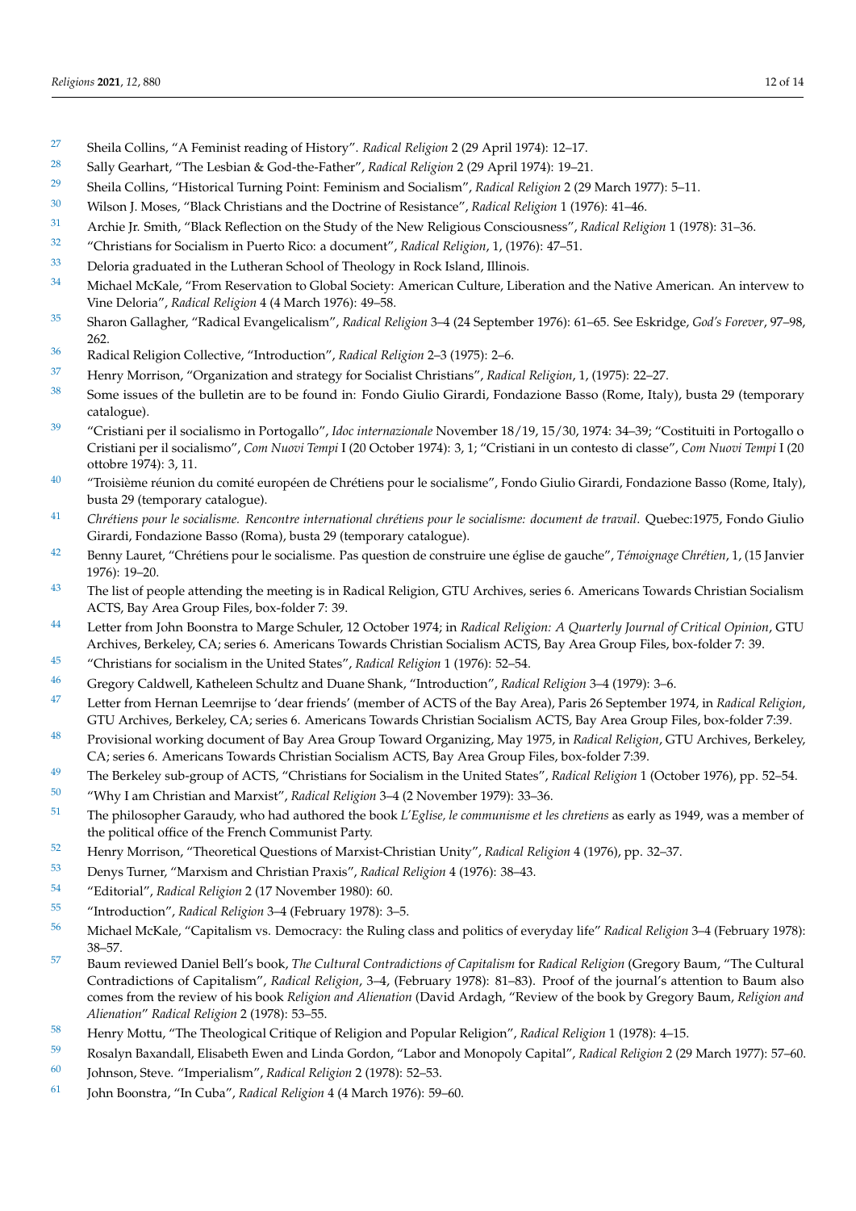27 Sheila Collins, "A Feminist reading of History". *Radical Religion* 2 (29 April 1974): 12–17.

28 Sally Gearhart, "The Lesbian & God-the-Father", *Radical Religion* 2 (29 April 1974): 19–21.

29 Sheila Collins, "Historical Turning Point: Feminism and Socialism", *Radical Religion* 2 (29 March 1977): 5–11.

30 Wilson J. Moses, "Black Christians and the Doctrine of Resistance", *Radical Religion* 1 (1976): 41–46.

31 Archie Jr. Smith, "Black Reflection on the Study of the New Religious Consciousness", *Radical Religion* 1 (1978): 31–36.

32 "Christians for Socialism in Puerto Rico: a document", *Radical Religion*, 1, (1976): 47–51.

33 Deloria graduated in the Lutheran School of Theology in Rock Island, Illinois.

34 Michael McKale, "From Reservation to Global Society: American Culture, Liberation and the Native American. An intervew to Vine Deloria", *Radical Religion* 4 (4 March 1976): 49–58.

35 Sharon Gallagher, "Radical Evangelicalism", *Radical Religion* 3–4 (24 September 1976): 61–65. See Eskridge, *God's Forever*, 97–98, 262.

36 Radical Religion Collective, "Introduction", *Radical Religion* 2–3 (1975): 2–6.

37 Henry Morrison, "Organization and strategy for Socialist Christians", *Radical Religion*, 1, (1975): 22–27.

38 Some issues of the bulletin are to be found in: Fondo Giulio Girardi, Fondazione Basso (Rome, Italy), busta 29 (temporary catalogue).

39 "Cristiani per il socialismo in Portogallo", *Idoc internazionale* November 18/19, 15/30, 1974: 34–39; "Costituiti in Portogallo o Cristiani per il socialismo", *Com Nuovi Tempi* I (20 October 1974): 3, 1; "Cristiani in un contesto di classe", *Com Nuovi Tempi* I (20 ottobre 1974): 3, 11.

40 "Troisième réunion du comité européen de Chrétiens pour le socialisme", Fondo Giulio Girardi, Fondazione Basso (Rome, Italy), busta 29 (temporary catalogue).

41 *Chrétiens pour le socialisme. Rencontre international chrétiens pour le socialisme: document de travail*. Quebec:1975, Fondo Giulio Girardi, Fondazione Basso (Roma), busta 29 (temporary catalogue).

42 Benny Lauret, "Chrétiens pour le socialisme. Pas question de construire une église de gauche", *Témoignage Chrétien*, 1, (15 Janvier 1976): 19–20.

43 The list of people attending the meeting is in Radical Religion, GTU Archives, series 6. Americans Towards Christian Socialism ACTS, Bay Area Group Files, box-folder 7: 39.

44 Letter from John Boonstra to Marge Schuler, 12 October 1974; in *Radical Religion: A Quarterly Journal of Critical Opinion*, GTU Archives, Berkeley, CA; series 6. Americans Towards Christian Socialism ACTS, Bay Area Group Files, box-folder 7: 39.

45 "Christians for socialism in the United States", *Radical Religion* 1 (1976): 52–54.

46 Gregory Caldwell, Katheleen Schultz and Duane Shank, "Introduction", *Radical Religion* 3–4 (1979): 3–6.

47 Letter from Hernan Leemrijse to 'dear friends' (member of ACTS of the Bay Area), Paris 26 September 1974, in *Radical Religion*, GTU Archives, Berkeley, CA; series 6. Americans Towards Christian Socialism ACTS, Bay Area Group Files, box-folder 7:39.

48 Provisional working document of Bay Area Group Toward Organizing, May 1975, in *Radical Religion*, GTU Archives, Berkeley, CA; series 6. Americans Towards Christian Socialism ACTS, Bay Area Group Files, box-folder 7:39.

49 The Berkeley sub-group of ACTS, "Christians for Socialism in the United States", *Radical Religion* 1 (October 1976), pp. 52–54.

50 "Why I am Christian and Marxist", *Radical Religion* 3–4 (2 November 1979): 33–36.

51 The philosopher Garaudy, who had authored the book *L'Eglise, le communisme et les chretiens* as early as 1949, was a member of the political office of the French Communist Party.

52 Henry Morrison, "Theoretical Questions of Marxist-Christian Unity", *Radical Religion* 4 (1976), pp. 32–37.

53 Denys Turner, "Marxism and Christian Praxis", *Radical Religion* 4 (1976): 38–43.

54 "Editorial", *Radical Religion* 2 (17 November 1980): 60.

55 "Introduction", *Radical Religion* 3–4 (February 1978): 3–5.

56 Michael McKale, "Capitalism vs. Democracy: the Ruling class and politics of everyday life" *Radical Religion* 3–4 (February 1978): 38–57.

57 Baum reviewed Daniel Bell's book, *The Cultural Contradictions of Capitalism* for *Radical Religion* (Gregory Baum, "The Cultural Contradictions of Capitalism", *Radical Religion*, 3–4, (February 1978): 81–83). Proof of the journal's attention to Baum also comes from the review of his book *Religion and Alienation* (David Ardagh, "Review of the book by Gregory Baum, *Religion and Alienation*" *Radical Religion* 2 (1978): 53–55.

58 Henry Mottu, "The Theological Critique of Religion and Popular Religion", *Radical Religion* 1 (1978): 4–15.

59 Rosalyn Baxandall, Elisabeth Ewen and Linda Gordon, "Labor and Monopoly Capital", *Radical Religion* 2 (29 March 1977): 57–60.

60 Johnson, Steve. "Imperialism", *Radical Religion* 2 (1978): 52–53.

61 John Boonstra, "In Cuba", *Radical Religion* 4 (4 March 1976): 59–60.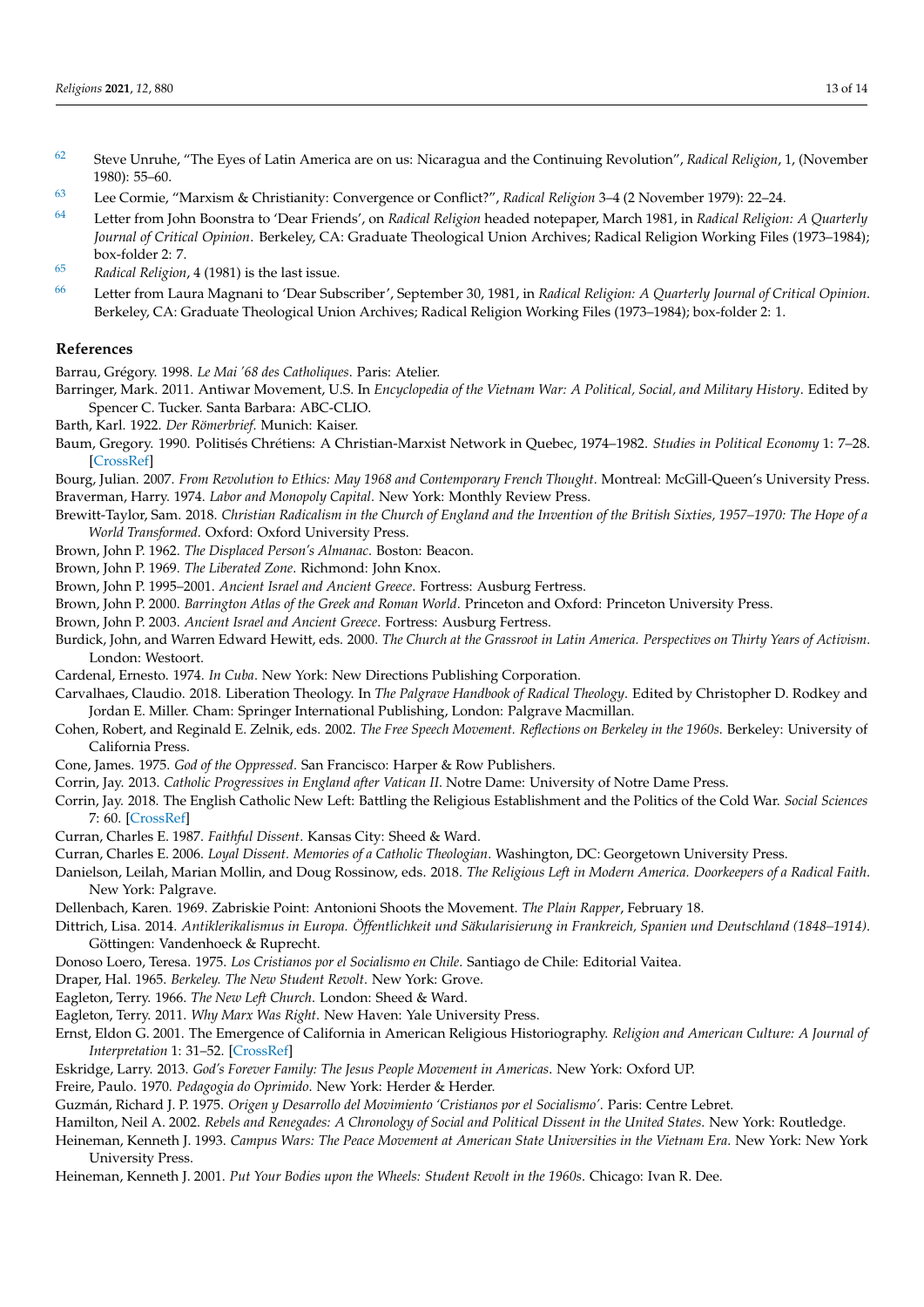[62] Steve Unruhe, "The Eyes of Latin America are on us: Nicaragua and the Continuing Revolution", *Radical Religion*, 1, (November 1980): 55–60.

[63] Lee Cormie, "Marxism & Christianity: Convergence or Conflict?", *Radical Religion* 3–4 (2 November 1979): 22–24.

[64] Letter from John Boonstra to 'Dear Friends', on *Radical Religion* headed notepaper, March 1981, in *Radical Religion: A Quarterly Journal of Critical Opinion*. Berkeley, CA: Graduate Theological Union Archives; Radical Religion Working Files (1973–1984); box-folder 2: 7.

[65] *Radical Religion*, 4 (1981) is the last issue.

[66] Letter from Laura Magnani to 'Dear Subscriber', September 30, 1981, in *Radical Religion: A Quarterly Journal of Critical Opinion*. Berkeley, CA: Graduate Theological Union Archives; Radical Religion Working Files (1973–1984); box-folder 2: 1.

## References

Barrau, Grégory. 1998. *Le Mai '68 des Catholiques*. Paris: Atelier.

Barringer, Mark. 2011. Antiwar Movement, U.S. In *Encyclopedia of the Vietnam War: A Political, Social, and Military History*. Edited by Spencer C. Tucker. Santa Barbara: ABC-CLIO.

Barth, Karl. 1922. *Der Römerbrief*. Munich: Kaiser.

Baum, Gregory. 1990. Politisés Chrétiens: A Christian-Marxist Network in Quebec, 1974–1982. *Studies in Political Economy* 1: 7–28. [CrossRef]

Bourg, Julian. 2007. *From Revolution to Ethics: May 1968 and Contemporary French Thought*. Montreal: McGill-Queen's University Press.

Braverman, Harry. 1974. *Labor and Monopoly Capital*. New York: Monthly Review Press.

Brewitt-Taylor, Sam. 2018. *Christian Radicalism in the Church of England and the Invention of the British Sixties, 1957–1970: The Hope of a World Transformed*. Oxford: Oxford University Press.

Brown, John P. 1962. *The Displaced Person's Almanac*. Boston: Beacon.

Brown, John P. 1969. *The Liberated Zone*. Richmond: John Knox.

Brown, John P. 1995–2001. *Ancient Israel and Ancient Greece*. Fortress: Ausburg Fertress.

Brown, John P. 2000. *Barrington Atlas of the Greek and Roman World*. Princeton and Oxford: Princeton University Press.

Brown, John P. 2003. *Ancient Israel and Ancient Greece*. Fortress: Ausburg Fertress.

Burdick, John, and Warren Edward Hewitt, eds. 2000. *The Church at the Grassroot in Latin America. Perspectives on Thirty Years of Activism*. London: Westoort.

Cardenal, Ernesto. 1974. *In Cuba*. New York: New Directions Publishing Corporation.

Carvalhaes, Claudio. 2018. Liberation Theology. In *The Palgrave Handbook of Radical Theology*. Edited by Christopher D. Rodkey and Jordan E. Miller. Cham: Springer International Publishing, London: Palgrave Macmillan.

Cohen, Robert, and Reginald E. Zelnik, eds. 2002. *The Free Speech Movement. Reflections on Berkeley in the 1960s*. Berkeley: University of California Press.

Cone, James. 1975. *God of the Oppressed*. San Francisco: Harper & Row Publishers.

Corrin, Jay. 2013. *Catholic Progressives in England after Vatican II*. Notre Dame: University of Notre Dame Press.

Corrin, Jay. 2018. The English Catholic New Left: Battling the Religious Establishment and the Politics of the Cold War. *Social Sciences* 7: 60. [CrossRef]

Curran, Charles E. 1987. *Faithful Dissent*. Kansas City: Sheed & Ward.

Curran, Charles E. 2006. *Loyal Dissent. Memories of a Catholic Theologian*. Washington, DC: Georgetown University Press.

Danielson, Leilah, Marian Mollin, and Doug Rossinow, eds. 2018. *The Religious Left in Modern America. Doorkeepers of a Radical Faith*. New York: Palgrave.

Dellenbach, Karen. 1969. Zabriskie Point: Antonioni Shoots the Movement. *The Plain Rapper*, February 18.

Dittrich, Lisa. 2014. *Antiklerikalismus in Europa. Öffentlichkeit und Säkularisierung in Frankreich, Spanien und Deutschland (1848–1914)*. Göttingen: Vandenhoeck & Ruprecht.

Donoso Loero, Teresa. 1975. *Los Cristianos por el Socialismo en Chile*. Santiago de Chile: Editorial Vaitea.

Draper, Hal. 1965. *Berkeley. The New Student Revolt*. New York: Grove.

Eagleton, Terry. 1966. *The New Left Church*. London: Sheed & Ward.

Eagleton, Terry. 2011. *Why Marx Was Right*. New Haven: Yale University Press.

Ernst, Eldon G. 2001. The Emergence of California in American Religious Historiography. *Religion and American Culture: A Journal of Interpretation* 1: 31–52. [CrossRef]

Eskridge, Larry. 2013. *God's Forever Family: The Jesus People Movement in Americas*. New York: Oxford UP.

Freire, Paulo. 1970. *Pedagogia do Oprimido*. New York: Herder & Herder.

Guzmán, Richard J. P. 1975. *Origen y Desarrollo del Movimiento 'Cristianos por el Socialismo'*. Paris: Centre Lebret.

Hamilton, Neil A. 2002. *Rebels and Renegades: A Chronology of Social and Political Dissent in the United States*. New York: Routledge.

Heineman, Kenneth J. 1993. *Campus Wars: The Peace Movement at American State Universities in the Vietnam Era*. New York: New York University Press.

Heineman, Kenneth J. 2001. *Put Your Bodies upon the Wheels: Student Revolt in the 1960s*. Chicago: Ivan R. Dee.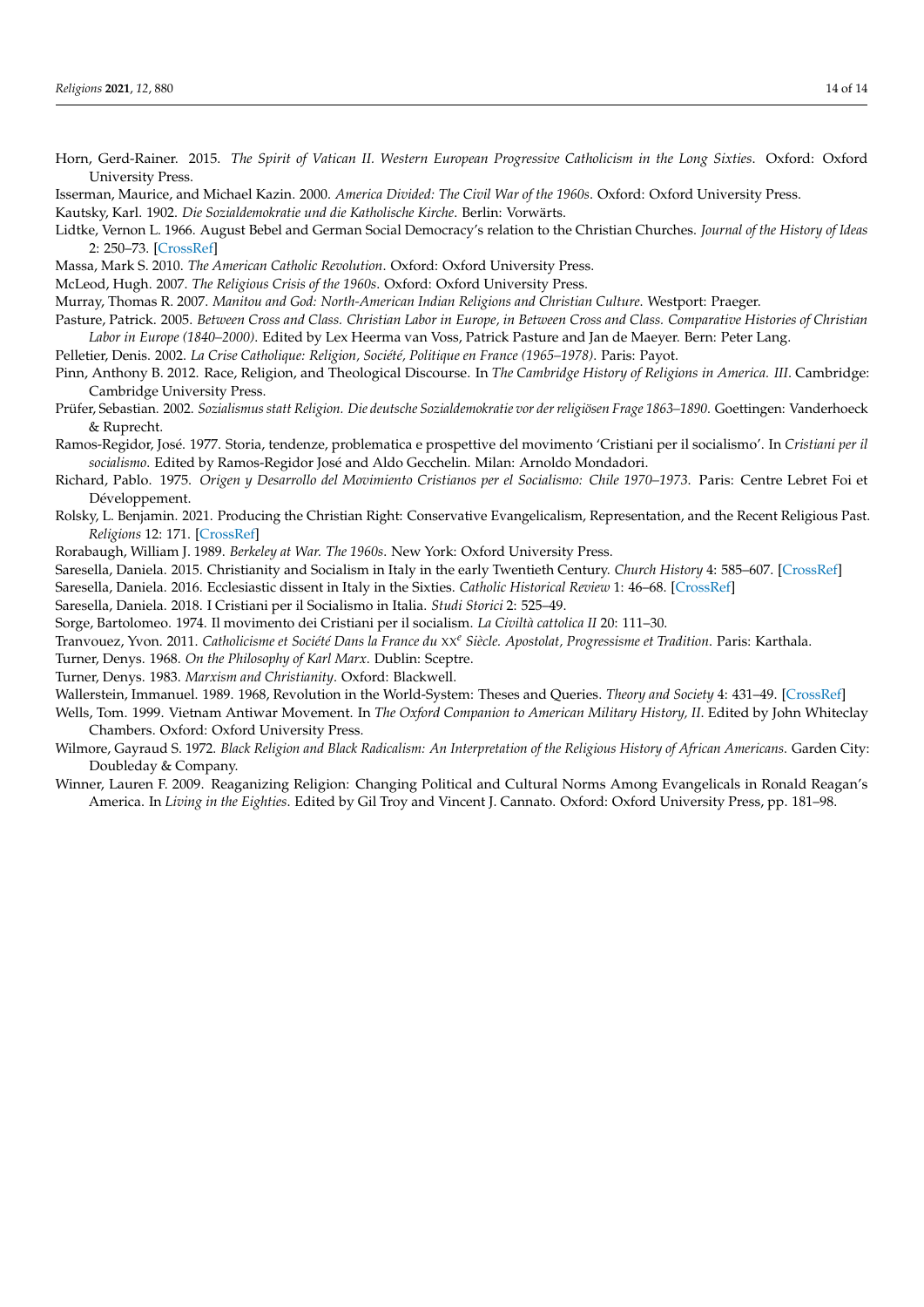Horn, Gerd-Rainer. 2015. *The Spirit of Vatican II. Western European Progressive Catholicism in the Long Sixties*. Oxford: Oxford University Press.

Isserman, Maurice, and Michael Kazin. 2000. *America Divided: The Civil War of the 1960s*. Oxford: Oxford University Press.

Kautsky, Karl. 1902. *Die Sozialdemokratie und die Katholische Kirche*. Berlin: Vorwärts.

Lidtke, Vernon L. 1966. August Bebel and German Social Democracy's relation to the Christian Churches. *Journal of the History of Ideas* 2: 250–73. [CrossRef]

Massa, Mark S. 2010. *The American Catholic Revolution*. Oxford: Oxford University Press.

McLeod, Hugh. 2007. *The Religious Crisis of the 1960s*. Oxford: Oxford University Press.

Murray, Thomas R. 2007. *Manitou and God: North-American Indian Religions and Christian Culture*. Westport: Praeger.

Pasture, Patrick. 2005. *Between Cross and Class. Christian Labor in Europe, in Between Cross and Class. Comparative Histories of Christian Labor in Europe (1840–2000)*. Edited by Lex Heerma van Voss, Patrick Pasture and Jan de Maeyer. Bern: Peter Lang.

Pelletier, Denis. 2002. *La Crise Catholique: Religion, Société, Politique en France (1965–1978)*. Paris: Payot.

Pinn, Anthony B. 2012. Race, Religion, and Theological Discourse. In *The Cambridge History of Religions in America. III*. Cambridge: Cambridge University Press.

Prüfer, Sebastian. 2002. *Sozialismus statt Religion. Die deutsche Sozialdemokratie vor der religiösen Frage 1863–1890*. Goettingen: Vanderhoeck & Ruprecht.

Ramos-Regidor, José. 1977. Storia, tendenze, problematica e prospettive del movimento 'Cristiani per il socialismo'. In *Cristiani per il socialismo*. Edited by Ramos-Regidor José and Aldo Gecchelin. Milan: Arnoldo Mondadori.

Richard, Pablo. 1975. *Origen y Desarrollo del Movimiento Cristianos per el Socialismo: Chile 1970–1973*. Paris: Centre Lebret Foi et Développement.

Rolsky, L. Benjamin. 2021. Producing the Christian Right: Conservative Evangelicalism, Representation, and the Recent Religious Past. *Religions* 12: 171. [CrossRef]

Rorabaugh, William J. 1989. *Berkeley at War. The 1960s*. New York: Oxford University Press.

Saresella, Daniela. 2015. Christianity and Socialism in Italy in the early Twentieth Century. *Church History* 4: 585–607. [CrossRef]

Saresella, Daniela. 2016. Ecclesiastic dissent in Italy in the Sixties. *Catholic Historical Review* 1: 46–68. [CrossRef]

Saresella, Daniela. 2018. I Cristiani per il Socialismo in Italia. *Studi Storici* 2: 525–49.

Sorge, Bartolomeo. 1974. Il movimento dei Cristiani per il socialism. *La Civiltà cattolica II* 20: 111–30.

Tranvouez, Yvon. 2011. *Catholicisme et Société Dans la France du XX[e] Siècle. Apostolat, Progressisme et Tradition*. Paris: Karthala.

Turner, Denys. 1968. *On the Philosophy of Karl Marx*. Dublin: Sceptre.

Turner, Denys. 1983. *Marxism and Christianity*. Oxford: Blackwell.

Wallerstein, Immanuel. 1989. 1968, Revolution in the World-System: Theses and Queries. *Theory and Society* 4: 431–49. [CrossRef]

Wells, Tom. 1999. Vietnam Antiwar Movement. In *The Oxford Companion to American Military History, II*. Edited by John Whiteclay Chambers. Oxford: Oxford University Press.

Wilmore, Gayraud S. 1972. *Black Religion and Black Radicalism: An Interpretation of the Religious History of African Americans*. Garden City: Doubleday & Company.

Winner, Lauren F. 2009. Reaganizing Religion: Changing Political and Cultural Norms Among Evangelicals in Ronald Reagan's America. In *Living in the Eighties*. Edited by Gil Troy and Vincent J. Cannato. Oxford: Oxford University Press, pp. 181–98.